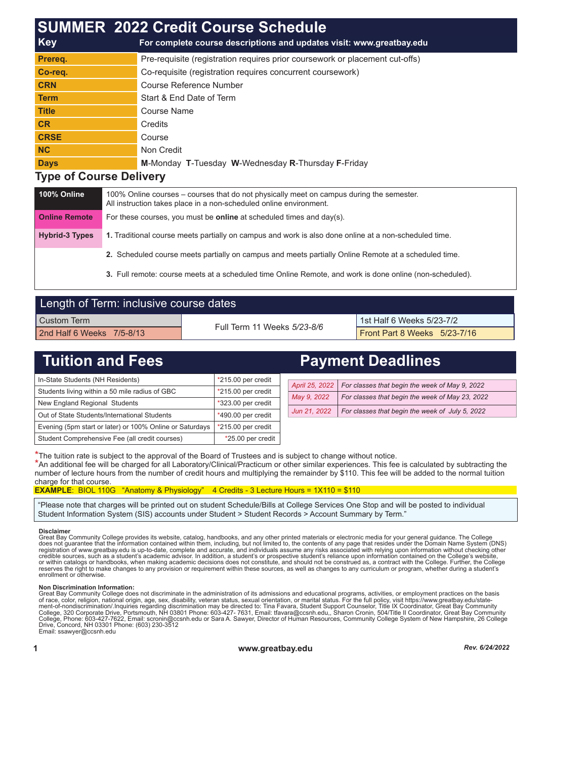# SUMMER 2022 Credit Course Schedule

| Key | For complete course descriptions and updates visit: www.greatbay.edu |
|---|---|
| **Prereq.** | Pre-requisite (registration requires prior coursework or placement cut-offs) |
| **Co-req.** | Co-requisite (registration requires concurrent coursework) |
| **CRN** | Course Reference Number |
| **Term** | Start & End Date of Term |
| **Title** | Course Name |
| **CR** | Credits |
| **CRSE** | Course |
| **NC** | Non Credit |
| **Days** | **M**-Monday **T**-Tuesday **W**-Wednesday **R**-Thursday **F**-Friday |

## Type of Course Delivery

| | |
|---|---|
| **100% Online** | 100% Online courses – courses that do not physically meet on campus during the semester. All instruction takes place in a non-scheduled online environment. |
| **Online Remote** | For these courses, you must be **online** at scheduled times and day(s). |
| **Hybrid-3 Types** | **1.** Traditional course meets partially on campus and work is also done online at a non-scheduled time. |
| | **2.** Scheduled course meets partially on campus and meets partially Online Remote at a scheduled time. |
| | **3.** Full remote: course meets at a scheduled time Online Remote, and work is done online (non-scheduled). |

## Length of Term: inclusive course dates

| | | |
|---|---|---|
| Custom Term | Full Term 11 Weeks *5/23-8/6* | 1st Half 6 Weeks 5/23-7/2 |
| 2nd Half 6 Weeks 7/5-8/13 | | Front Part 8 Weeks 5/23-7/16 |

## Tuition and Fees

| | |
|---|---|
| In-State Students (NH Residents) | *215.00 per credit |
| Students living within a 50 mile radius of GBC | *215.00 per credit |
| New England Regional Students | *323.00 per credit |
| Out of State Students/International Students | *490.00 per credit |
| Evening (5pm start or later) or 100% Online or Saturdays | *215.00 per credit |
| Student Comprehensive Fee (all credit courses) | *25.00 per credit |

## Payment Deadlines

| | |
|---|---|
| *April 25, 2022* | *For classes that begin the week of May 9, 2022* |
| *May 9, 2022* | *For classes that begin the week of May 23, 2022* |
| *Jun 21, 2022* | *For classes that begin the week of July 5, 2022* |

*The tuition rate is subject to the approval of the Board of Trustees and is subject to change without notice.

*An additional fee will be charged for all Laboratory/Clinical/Practicum or other similar experiences. This fee is calculated by subtracting the number of lecture hours from the number of credit hours and multiplying the remainder by $110. This fee will be added to the normal tuition charge for that course.

**EXAMPLE**: BIOL 110G "Anatomy & Physiology" 4 Credits - 3 Lecture Hours = 1X110 = $110

"Please note that charges will be printed out on student Schedule/Bills at College Services One Stop and will be posted to individual Student Information System (SIS) accounts under Student > Student Records > Account Summary by Term."

**Disclaimer**

Great Bay Community College provides its website, catalog, handbooks, and any other printed materials or electronic media for your general guidance. The College does not guarantee that the information contained within them, including, but not limited to, the contents of any page that resides under the Domain Name System (DNS) registration of www.greatbay.edu is up-to-date, complete and accurate, and individuals assume any risks associated with relying upon information without checking other credible sources, such as a student's academic advisor. In addition, a student's or prospective student's reliance upon information contained on the College's website, or within catalogs or handbooks, when making academic decisions does not constitute, and should not be construed as, a contract with the College. Further, the College reserves the right to make changes to any provision or requirement within these sources, as well as changes to any curriculum or program, whether during a student's enrollment or otherwise.

**Non Discrimination Information:**

Great Bay Community College does not discriminate in the administration of its admissions and educational programs, activities, or employment practices on the basis of race, color, religion, national origin, age, sex, disability, veteran status, sexual orientation, or marital status. For the full policy, visit https://www.greatbay.edu/statement-of-nondiscrimination/.Inquiries regarding discrimination may be directed to: Tina Favara, Student Support Counselor, Title IX Coordinator, Great Bay Community College, 320 Corporate Drive, Portsmouth, NH 03801 Phone: 603-427- 7631, Email: tfavara@ccsnh.edu,, Sharon Cronin, 504/Title II Coordinator, Great Bay Community College, Phone: 603-427-7622, Email: scronin@ccsnh.edu or Sara A. Sawyer, Director of Human Resources, Community College System of New Hampshire, 26 College Drive, Concord, NH 03301 Phone: (603) 230-3512 Email: ssawyer@ccsnh.edu

*Rev. 6/24/2022*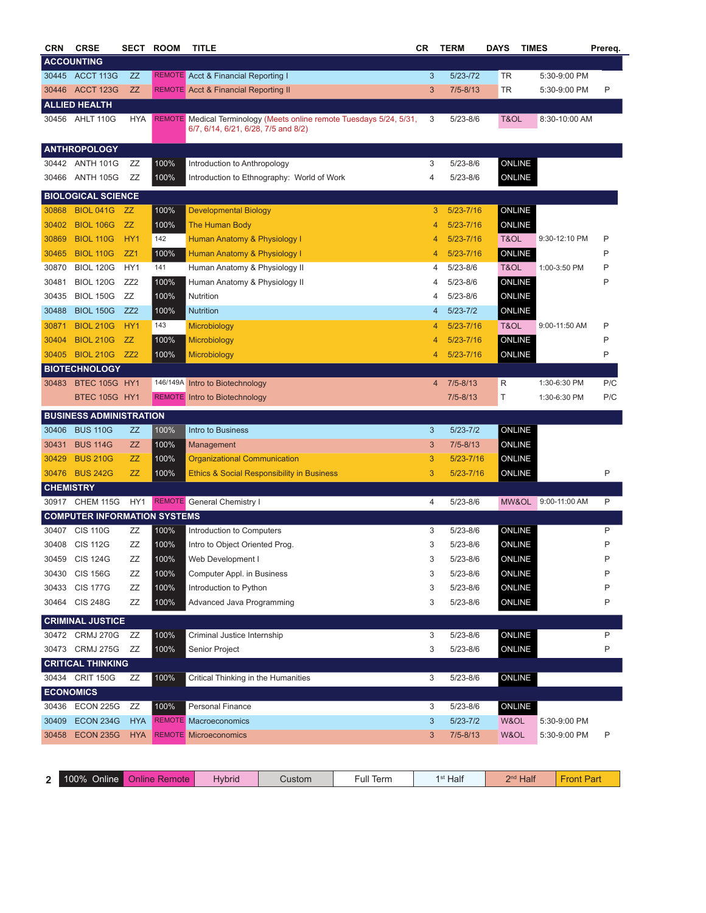| CRN | CRSE | SECT | ROOM | TITLE | CR | TERM | DAYS | TIMES | Prereq. |
|---|---|---|---|---|---|---|---|---|---|
| **ACCOUNTING** | | | | | | | | | |
| 30445 | ACCT 113G | ZZ | REMOTE | Acct & Financial Reporting I | 3 | 5/23-/72 | TR | 5:30-9:00 PM | |
| 30446 | ACCT 123G | ZZ | REMOTE | Acct & Financial Reporting II | 3 | 7/5-8/13 | TR | 5:30-9:00 PM | P |
| **ALLIED HEALTH** | | | | | | | | | |
| 30456 | AHLT 110G | HYA | REMOTE | Medical Terminology (Meets online remote Tuesdays 5/24, 5/31, 6/7, 6/14, 6/21, 6/28, 7/5 and 8/2) | 3 | 5/23-8/6 | T&OL | 8:30-10:00 AM | |
| **ANTHROPOLOGY** | | | | | | | | | |
| 30442 | ANTH 101G | ZZ | 100% | Introduction to Anthropology | 3 | 5/23-8/6 | ONLINE | | |
| 30466 | ANTH 105G | ZZ | 100% | Introduction to Ethnography: World of Work | 4 | 5/23-8/6 | ONLINE | | |
| **BIOLOGICAL SCIENCE** | | | | | | | | | |
| 30868 | BIOL 041G | ZZ | 100% | Developmental Biology | 3 | 5/23-7/16 | ONLINE | | |
| 30402 | BIOL 106G | ZZ | 100% | The Human Body | 4 | 5/23-7/16 | ONLINE | | |
| 30869 | BIOL 110G | HY1 | 142 | Human Anatomy & Physiology I | 4 | 5/23-7/16 | T&OL | 9:30-12:10 PM | P |
| 30465 | BIOL 110G | ZZ1 | 100% | Human Anatomy & Physiology I | 4 | 5/23-7/16 | ONLINE | | P |
| 30870 | BIOL 120G | HY1 | 141 | Human Anatomy & Physiology II | 4 | 5/23-8/6 | T&OL | 1:00-3:50 PM | P |
| 30481 | BIOL 120G | ZZ2 | 100% | Human Anatomy & Physiology II | 4 | 5/23-8/6 | ONLINE | | P |
| 30435 | BIOL 150G | ZZ | 100% | Nutrition | 4 | 5/23-8/6 | ONLINE | | |
| 30488 | BIOL 150G | ZZ2 | 100% | Nutrition | 4 | 5/23-7/2 | ONLINE | | |
| 30871 | BIOL 210G | HY1 | 143 | Microbiology | 4 | 5/23-7/16 | T&OL | 9:00-11:50 AM | P |
| 30404 | BIOL 210G | ZZ | 100% | Microbiology | 4 | 5/23-7/16 | ONLINE | | P |
| 30405 | BIOL 210G | ZZ2 | 100% | Microbiology | 4 | 5/23-7/16 | ONLINE | | P |
| **BIOTECHNOLOGY** | | | | | | | | | |
| 30483 | BTEC 105G | HY1 | 146/149A | Intro to Biotechnology | 4 | 7/5-8/13 | R | 1:30-6:30 PM | P/C |
| | BTEC 105G | HY1 | REMOTE | Intro to Biotechnology | | 7/5-8/13 | T | 1:30-6:30 PM | P/C |
| **BUSINESS ADMINISTRATION** | | | | | | | | | |
| 30406 | BUS 110G | ZZ | 100% | Intro to Business | 3 | 5/23-7/2 | ONLINE | | |
| 30431 | BUS 114G | ZZ | 100% | Management | 3 | 7/5-8/13 | ONLINE | | |
| 30429 | BUS 210G | ZZ | 100% | Organizational Communication | 3 | 5/23-7/16 | ONLINE | | |
| 30476 | BUS 242G | ZZ | 100% | Ethics & Social Responsibility in Business | 3 | 5/23-7/16 | ONLINE | | P |
| **CHEMISTRY** | | | | | | | | | |
| 30917 | CHEM 115G | HY1 | REMOTE | General Chemistry I | 4 | 5/23-8/6 | MW&OL | 9:00-11:00 AM | P |
| **COMPUTER INFORMATION SYSTEMS** | | | | | | | | | |
| 30407 | CIS 110G | ZZ | 100% | Introduction to Computers | 3 | 5/23-8/6 | ONLINE | | P |
| 30408 | CIS 112G | ZZ | 100% | Intro to Object Oriented Prog. | 3 | 5/23-8/6 | ONLINE | | P |
| 30459 | CIS 124G | ZZ | 100% | Web Development I | 3 | 5/23-8/6 | ONLINE | | P |
| 30430 | CIS 156G | ZZ | 100% | Computer Appl. in Business | 3 | 5/23-8/6 | ONLINE | | P |
| 30433 | CIS 177G | ZZ | 100% | Introduction to Python | 3 | 5/23-8/6 | ONLINE | | P |
| 30464 | CIS 248G | ZZ | 100% | Advanced Java Programming | 3 | 5/23-8/6 | ONLINE | | P |
| **CRIMINAL JUSTICE** | | | | | | | | | |
| 30472 | CRMJ 270G | ZZ | 100% | Criminal Justice Internship | 3 | 5/23-8/6 | ONLINE | | P |
| 30473 | CRMJ 275G | ZZ | 100% | Senior Project | 3 | 5/23-8/6 | ONLINE | | P |
| **CRITICAL THINKING** | | | | | | | | | |
| 30434 | CRIT 150G | ZZ | 100% | Critical Thinking in the Humanities | 3 | 5/23-8/6 | ONLINE | | |
| **ECONOMICS** | | | | | | | | | |
| 30436 | ECON 225G | ZZ | 100% | Personal Finance | 3 | 5/23-8/6 | ONLINE | | |
| 30409 | ECON 234G | HYA | REMOTE | Macroeconomics | 3 | 5/23-7/2 | W&OL | 5:30-9:00 PM | |
| 30458 | ECON 235G | HYA | REMOTE | Microeconomics | 3 | 7/5-8/13 | W&OL | 5:30-9:00 PM | P |

| 100% Online | Online Remote | Hybrid | Custom | Full Term | 1st Half | 2nd Half | Front Part |
|---|---|---|---|---|---|---|---|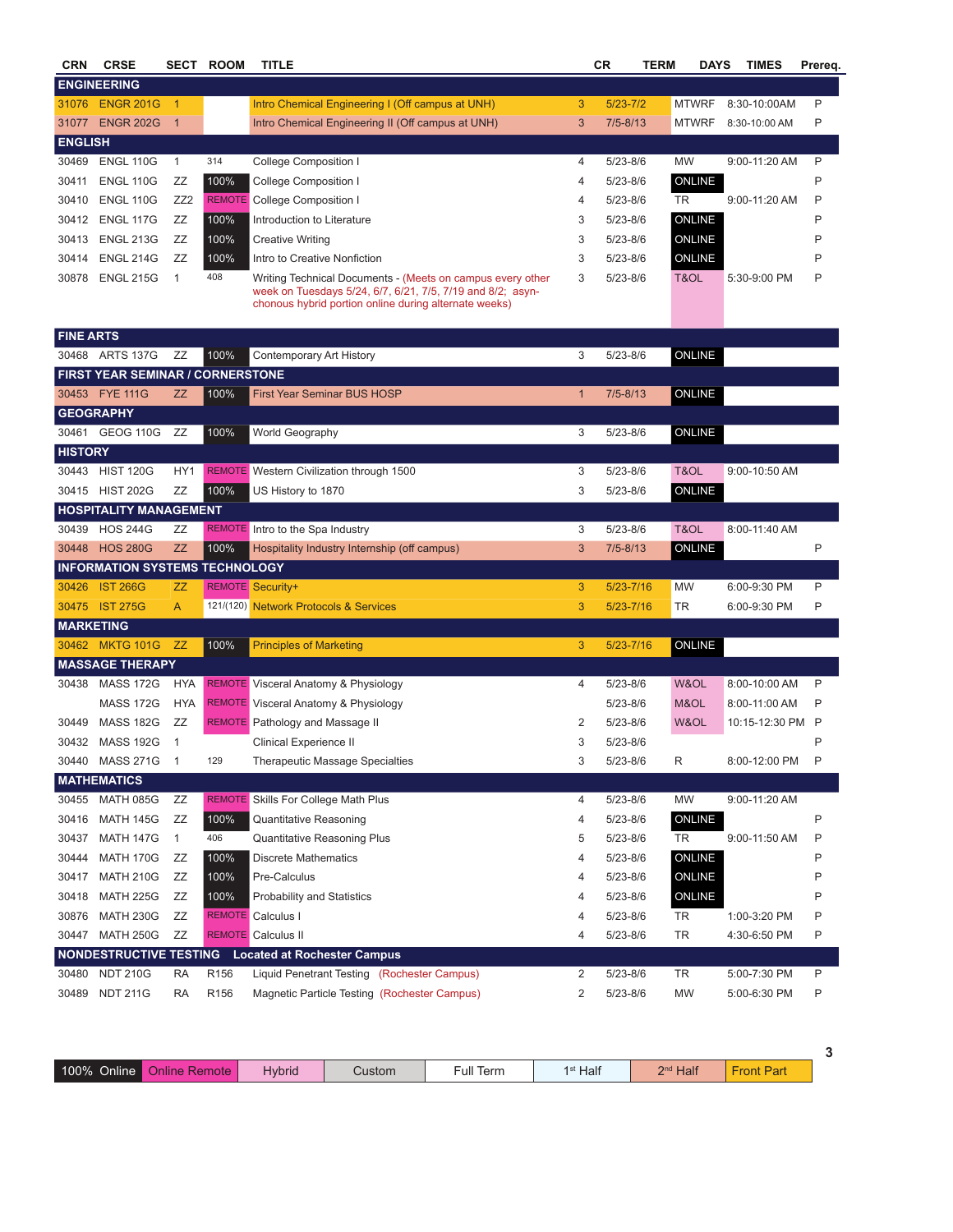| CRN | CRSE | SECT | ROOM | TITLE | CR | TERM | DAYS | TIMES | Prereq. |
|---|---|---|---|---|---|---|---|---|---|
| **ENGINEERING** | | | | | | | | | |
| 31076 | ENGR 201G | 1 | | Intro Chemical Engineering I (Off campus at UNH) | 3 | 5/23-7/2 | MTWRF | 8:30-10:00AM | P |
| 31077 | ENGR 202G | 1 | | Intro Chemical Engineering II (Off campus at UNH) | 3 | 7/5-8/13 | MTWRF | 8:30-10:00 AM | P |
| **ENGLISH** | | | | | | | | | |
| 30469 | ENGL 110G | 1 | 314 | College Composition I | 4 | 5/23-8/6 | MW | 9:00-11:20 AM | P |
| 30411 | ENGL 110G | ZZ | 100% | College Composition I | 4 | 5/23-8/6 | ONLINE | | P |
| 30410 | ENGL 110G | ZZ2 | REMOTE | College Composition I | 4 | 5/23-8/6 | TR | 9:00-11:20 AM | P |
| 30412 | ENGL 117G | ZZ | 100% | Introduction to Literature | 3 | 5/23-8/6 | ONLINE | | P |
| 30413 | ENGL 213G | ZZ | 100% | Creative Writing | 3 | 5/23-8/6 | ONLINE | | P |
| 30414 | ENGL 214G | ZZ | 100% | Intro to Creative Nonfiction | 3 | 5/23-8/6 | ONLINE | | P |
| 30878 | ENGL 215G | 1 | 408 | Writing Technical Documents - (Meets on campus every other week on Tuesdays 5/24, 6/7, 6/21, 7/5, 7/19 and 8/2; asynchonous hybrid portion online during alternate weeks) | 3 | 5/23-8/6 | T&OL | 5:30-9:00 PM | P |
| **FINE ARTS** | | | | | | | | | |
| 30468 | ARTS 137G | ZZ | 100% | Contemporary Art History | 3 | 5/23-8/6 | ONLINE | | |
| **FIRST YEAR SEMINAR / CORNERSTONE** | | | | | | | | | |
| 30453 | FYE 111G | ZZ | 100% | First Year Seminar BUS HOSP | 1 | 7/5-8/13 | ONLINE | | |
| **GEOGRAPHY** | | | | | | | | | |
| 30461 | GEOG 110G | ZZ | 100% | World Geography | 3 | 5/23-8/6 | ONLINE | | |
| **HISTORY** | | | | | | | | | |
| 30443 | HIST 120G | HY1 | REMOTE | Western Civilization through 1500 | 3 | 5/23-8/6 | T&OL | 9:00-10:50 AM | |
| 30415 | HIST 202G | ZZ | 100% | US History to 1870 | 3 | 5/23-8/6 | ONLINE | | |
| **HOSPITALITY MANAGEMENT** | | | | | | | | | |
| 30439 | HOS 244G | ZZ | REMOTE | Intro to the Spa Industry | 3 | 5/23-8/6 | T&OL | 8:00-11:40 AM | |
| 30448 | HOS 280G | ZZ | 100% | Hospitality Industry Internship (off campus) | 3 | 7/5-8/13 | ONLINE | | P |
| **INFORMATION SYSTEMS TECHNOLOGY** | | | | | | | | | |
| 30426 | IST 266G | ZZ | REMOTE | Security+ | 3 | 5/23-7/16 | MW | 6:00-9:30 PM | P |
| 30475 | IST 275G | A | 121/(120) | Network Protocols & Services | 3 | 5/23-7/16 | TR | 6:00-9:30 PM | P |
| **MARKETING** | | | | | | | | | |
| 30462 | MKTG 101G | ZZ | 100% | Principles of Marketing | 3 | 5/23-7/16 | ONLINE | | |
| **MASSAGE THERAPY** | | | | | | | | | |
| 30438 | MASS 172G | HYA | REMOTE | Visceral Anatomy & Physiology | 4 | 5/23-8/6 | W&OL | 8:00-10:00 AM | P |
| | MASS 172G | HYA | REMOTE | Visceral Anatomy & Physiology | | 5/23-8/6 | M&OL | 8:00-11:00 AM | P |
| 30449 | MASS 182G | ZZ | REMOTE | Pathology and Massage II | 2 | 5/23-8/6 | W&OL | 10:15-12:30 PM | P |
| 30432 | MASS 192G | 1 | | Clinical Experience II | 3 | 5/23-8/6 | | | P |
| 30440 | MASS 271G | 1 | 129 | Therapeutic Massage Specialties | 3 | 5/23-8/6 | R | 8:00-12:00 PM | P |
| **MATHEMATICS** | | | | | | | | | |
| 30455 | MATH 085G | ZZ | REMOTE | Skills For College Math Plus | 4 | 5/23-8/6 | MW | 9:00-11:20 AM | |
| 30416 | MATH 145G | ZZ | 100% | Quantitative Reasoning | 4 | 5/23-8/6 | ONLINE | | P |
| 30437 | MATH 147G | 1 | 406 | Quantitative Reasoning Plus | 5 | 5/23-8/6 | TR | 9:00-11:50 AM | P |
| 30444 | MATH 170G | ZZ | 100% | Discrete Mathematics | 4 | 5/23-8/6 | ONLINE | | P |
| 30417 | MATH 210G | ZZ | 100% | Pre-Calculus | 4 | 5/23-8/6 | ONLINE | | P |
| 30418 | MATH 225G | ZZ | 100% | Probability and Statistics | 4 | 5/23-8/6 | ONLINE | | P |
| 30876 | MATH 230G | ZZ | REMOTE | Calculus I | 4 | 5/23-8/6 | TR | 1:00-3:20 PM | P |
| 30447 | MATH 250G | ZZ | REMOTE | Calculus II | 4 | 5/23-8/6 | TR | 4:30-6:50 PM | P |
| **NONDESTRUCTIVE TESTING Located at Rochester Campus** | | | | | | | | | |
| 30480 | NDT 210G | RA | R156 | Liquid Penetrant Testing (Rochester Campus) | 2 | 5/23-8/6 | TR | 5:00-7:30 PM | P |
| 30489 | NDT 211G | RA | R156 | Magnetic Particle Testing (Rochester Campus) | 2 | 5/23-8/6 | MW | 5:00-6:30 PM | P |

| 100% Online | Online Remote | Hybrid | Custom | Full Term | 1st Half | 2nd Half | Front Part |
|---|---|---|---|---|---|---|---|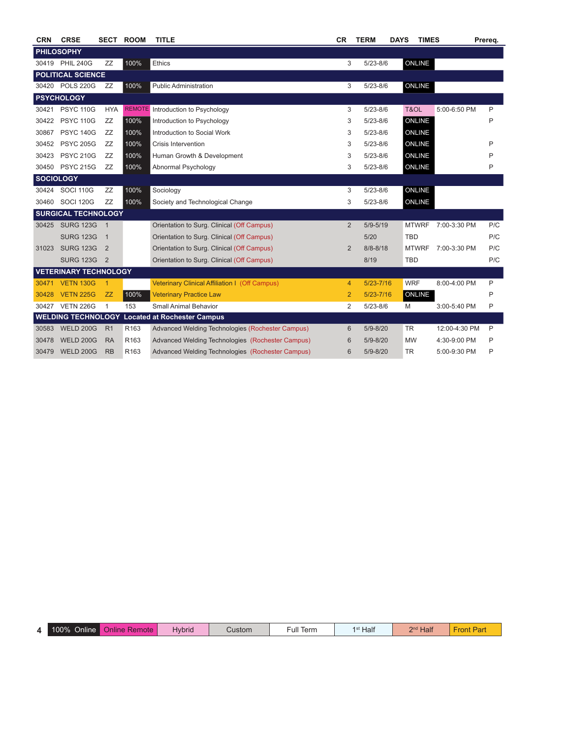| CRN | CRSE | SECT | ROOM | TITLE | CR | TERM | DAYS | TIMES | Prereq. |
|---|---|---|---|---|---|---|---|---|---|
| **PHILOSOPHY** | | | | | | | | | |
| 30419 | PHIL 240G | ZZ | 100% | Ethics | 3 | 5/23-8/6 | ONLINE | | |
| **POLITICAL SCIENCE** | | | | | | | | | |
| 30420 | POLS 220G | ZZ | 100% | Public Administration | 3 | 5/23-8/6 | ONLINE | | |
| **PSYCHOLOGY** | | | | | | | | | |
| 30421 | PSYC 110G | HYA | REMOTE | Introduction to Psychology | 3 | 5/23-8/6 | T&OL | 5:00-6:50 PM | P |
| 30422 | PSYC 110G | ZZ | 100% | Introduction to Psychology | 3 | 5/23-8/6 | ONLINE | | P |
| 30867 | PSYC 140G | ZZ | 100% | Introduction to Social Work | 3 | 5/23-8/6 | ONLINE | | |
| 30452 | PSYC 205G | ZZ | 100% | Crisis Intervention | 3 | 5/23-8/6 | ONLINE | | P |
| 30423 | PSYC 210G | ZZ | 100% | Human Growth & Development | 3 | 5/23-8/6 | ONLINE | | P |
| 30450 | PSYC 215G | ZZ | 100% | Abnormal Psychology | 3 | 5/23-8/6 | ONLINE | | P |
| **SOCIOLOGY** | | | | | | | | | |
| 30424 | SOCI 110G | ZZ | 100% | Sociology | 3 | 5/23-8/6 | ONLINE | | |
| 30460 | SOCI 120G | ZZ | 100% | Society and Technological Change | 3 | 5/23-8/6 | ONLINE | | |
| **SURGICAL TECHNOLOGY** | | | | | | | | | |
| 30425 | SURG 123G | 1 | | Orientation to Surg. Clinical (Off Campus) | 2 | 5/9-5/19 | MTWRF | 7:00-3:30 PM | P/C |
| | SURG 123G | 1 | | Orientation to Surg. Clinical (Off Campus) | | 5/20 | TBD | | P/C |
| 31023 | SURG 123G | 2 | | Orientation to Surg. Clinical (Off Campus) | 2 | 8/8-8/18 | MTWRF | 7:00-3:30 PM | P/C |
| | SURG 123G | 2 | | Orientation to Surg. Clinical (Off Campus) | | 8/19 | TBD | | P/C |
| **VETERINARY TECHNOLOGY** | | | | | | | | | |
| 30471 | VETN 130G | 1 | | Veterinary Clinical Affiliation I (Off Campus) | 4 | 5/23-7/16 | WRF | 8:00-4:00 PM | P |
| 30428 | VETN 225G | ZZ | 100% | Veterinary Practice Law | 2 | 5/23-7/16 | ONLINE | | P |
| 30427 | VETN 226G | 1 | 153 | Small Animal Behavior | 2 | 5/23-8/6 | M | 3:00-5:40 PM | P |
| **WELDING TECHNOLOGY Located at Rochester Campus** | | | | | | | | | |
| 30583 | WELD 200G | R1 | R163 | Advanced Welding Technologies (Rochester Campus) | 6 | 5/9-8/20 | TR | 12:00-4:30 PM | P |
| 30478 | WELD 200G | RA | R163 | Advanced Welding Technologies (Rochester Campus) | 6 | 5/9-8/20 | MW | 4:30-9:00 PM | P |
| 30479 | WELD 200G | RB | R163 | Advanced Welding Technologies (Rochester Campus) | 6 | 5/9-8/20 | TR | 5:00-9:30 PM | P |

| 100% Online | Online Remote | Hybrid | Custom | Full Term | 1st Half | 2nd Half | Front Part |
|---|---|---|---|---|---|---|---|